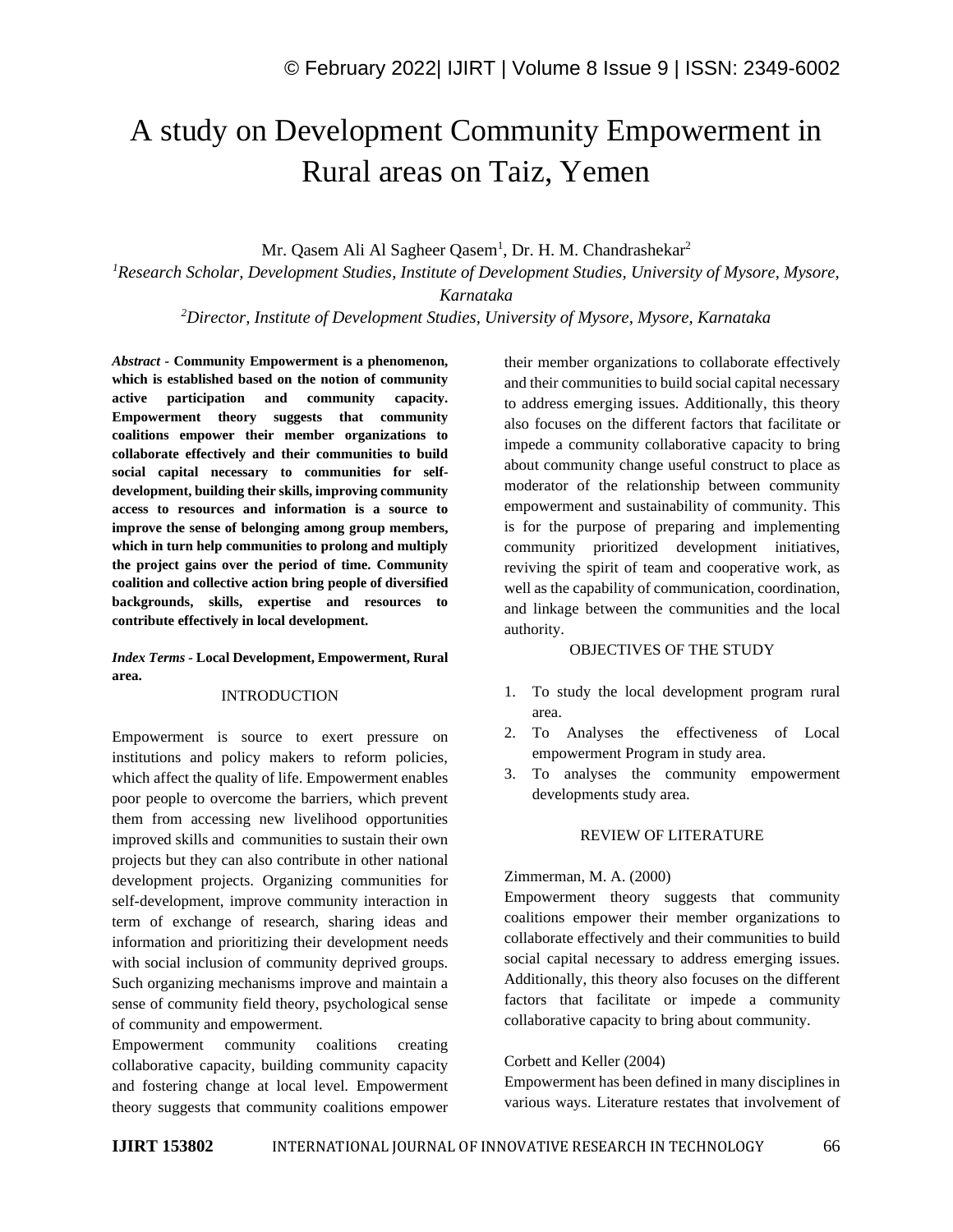# A study on Development Community Empowerment in Rural areas on Taiz, Yemen

Mr. Qasem Ali Al Sagheer Qasem[1], Dr. H. M. Chandrashekar[2]

[1]*Research Scholar, Development Studies, Institute of Development Studies, University of Mysore, Mysore, Karnataka*

[2]*Director, Institute of Development Studies, University of Mysore, Mysore, Karnataka*

***Abstract* - Community Empowerment is a phenomenon, which is established based on the notion of community active participation and community capacity. Empowerment theory suggests that community coalitions empower their member organizations to collaborate effectively and their communities to build social capital necessary to communities for self-development, building their skills, improving community access to resources and information is a source to improve the sense of belonging among group members, which in turn help communities to prolong and multiply the project gains over the period of time. Community coalition and collective action bring people of diversified backgrounds, skills, expertise and resources to contribute effectively in local development.**

***Index Terms* - Local Development, Empowerment, Rural area.**

## INTRODUCTION

Empowerment is source to exert pressure on institutions and policy makers to reform policies, which affect the quality of life. Empowerment enables poor people to overcome the barriers, which prevent them from accessing new livelihood opportunities improved skills and communities to sustain their own projects but they can also contribute in other national development projects. Organizing communities for self-development, improve community interaction in term of exchange of research, sharing ideas and information and prioritizing their development needs with social inclusion of community deprived groups. Such organizing mechanisms improve and maintain a sense of community field theory, psychological sense of community and empowerment.

Empowerment community coalitions creating collaborative capacity, building community capacity and fostering change at local level. Empowerment theory suggests that community coalitions empower their member organizations to collaborate effectively and their communities to build social capital necessary to address emerging issues. Additionally, this theory also focuses on the different factors that facilitate or impede a community collaborative capacity to bring about community change useful construct to place as moderator of the relationship between community empowerment and sustainability of community. This is for the purpose of preparing and implementing community prioritized development initiatives, reviving the spirit of team and cooperative work, as well as the capability of communication, coordination, and linkage between the communities and the local authority.

## OBJECTIVES OF THE STUDY

1. To study the local development program rural area.
2. To Analyses the effectiveness of Local empowerment Program in study area.
3. To analyses the community empowerment developments study area.

## REVIEW OF LITERATURE

Zimmerman, M. A. (2000)

Empowerment theory suggests that community coalitions empower their member organizations to collaborate effectively and their communities to build social capital necessary to address emerging issues. Additionally, this theory also focuses on the different factors that facilitate or impede a community collaborative capacity to bring about community.

Corbett and Keller (2004)

Empowerment has been defined in many disciplines in various ways. Literature restates that involvement of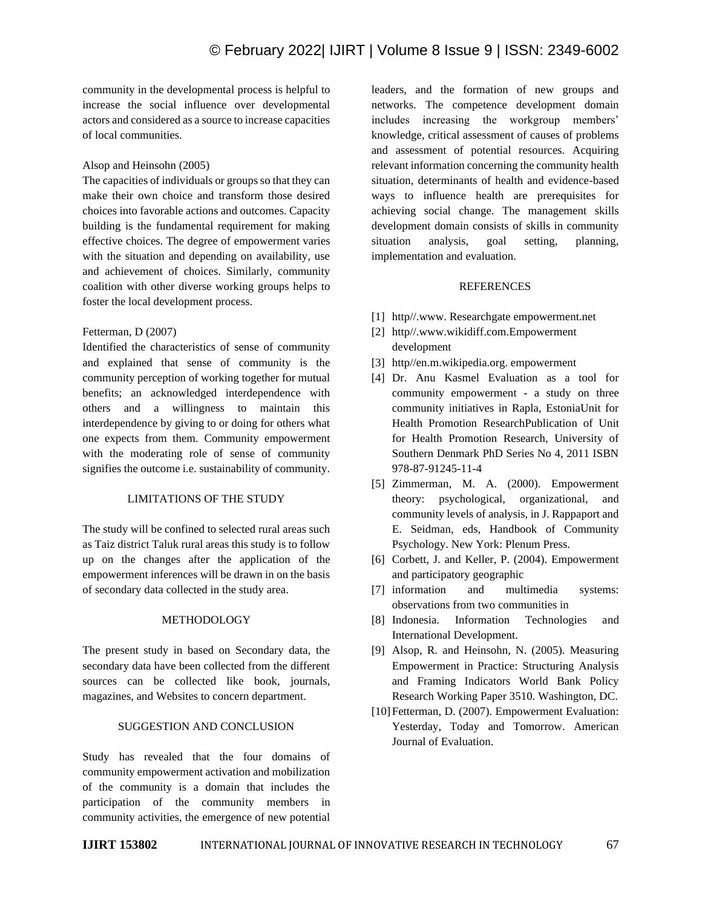community in the developmental process is helpful to increase the social influence over developmental actors and considered as a source to increase capacities of local communities.

Alsop and Heinsohn (2005)

The capacities of individuals or groups so that they can make their own choice and transform those desired choices into favorable actions and outcomes. Capacity building is the fundamental requirement for making effective choices. The degree of empowerment varies with the situation and depending on availability, use and achievement of choices. Similarly, community coalition with other diverse working groups helps to foster the local development process.

Fetterman, D (2007)

Identified the characteristics of sense of community and explained that sense of community is the community perception of working together for mutual benefits; an acknowledged interdependence with others and a willingness to maintain this interdependence by giving to or doing for others what one expects from them. Community empowerment with the moderating role of sense of community signifies the outcome i.e. sustainability of community.

## LIMITATIONS OF THE STUDY

The study will be confined to selected rural areas such as Taiz district Taluk rural areas this study is to follow up on the changes after the application of the empowerment inferences will be drawn in on the basis of secondary data collected in the study area.

## METHODOLOGY

The present study in based on Secondary data, the secondary data have been collected from the different sources can be collected like book, journals, magazines, and Websites to concern department.

## SUGGESTION AND CONCLUSION

Study has revealed that the four domains of community empowerment activation and mobilization of the community is a domain that includes the participation of the community members in community activities, the emergence of new potential leaders, and the formation of new groups and networks. The competence development domain includes increasing the workgroup members' knowledge, critical assessment of causes of problems and assessment of potential resources. Acquiring relevant information concerning the community health situation, determinants of health and evidence-based ways to influence health are prerequisites for achieving social change. The management skills development domain consists of skills in community situation analysis, goal setting, planning, implementation and evaluation.

## REFERENCES

[1] http//.www. Researchgate empowerment.net

[2] http//.www.wikidiff.com.Empowerment development

[3] http//en.m.wikipedia.org. empowerment

[4] Dr. Anu Kasmel Evaluation as a tool for community empowerment - a study on three community initiatives in Rapla, EstoniaUnit for Health Promotion ResearchPublication of Unit for Health Promotion Research, University of Southern Denmark PhD Series No 4, 2011 ISBN 978-87-91245-11-4

[5] Zimmerman, M. A. (2000). Empowerment theory: psychological, organizational, and community levels of analysis, in J. Rappaport and E. Seidman, eds, Handbook of Community Psychology. New York: Plenum Press.

[6] Corbett, J. and Keller, P. (2004). Empowerment and participatory geographic

[7] information and multimedia systems: observations from two communities in

[8] Indonesia. Information Technologies and International Development.

[9] Alsop, R. and Heinsohn, N. (2005). Measuring Empowerment in Practice: Structuring Analysis and Framing Indicators World Bank Policy Research Working Paper 3510. Washington, DC.

[10] Fetterman, D. (2007). Empowerment Evaluation: Yesterday, Today and Tomorrow. American Journal of Evaluation.